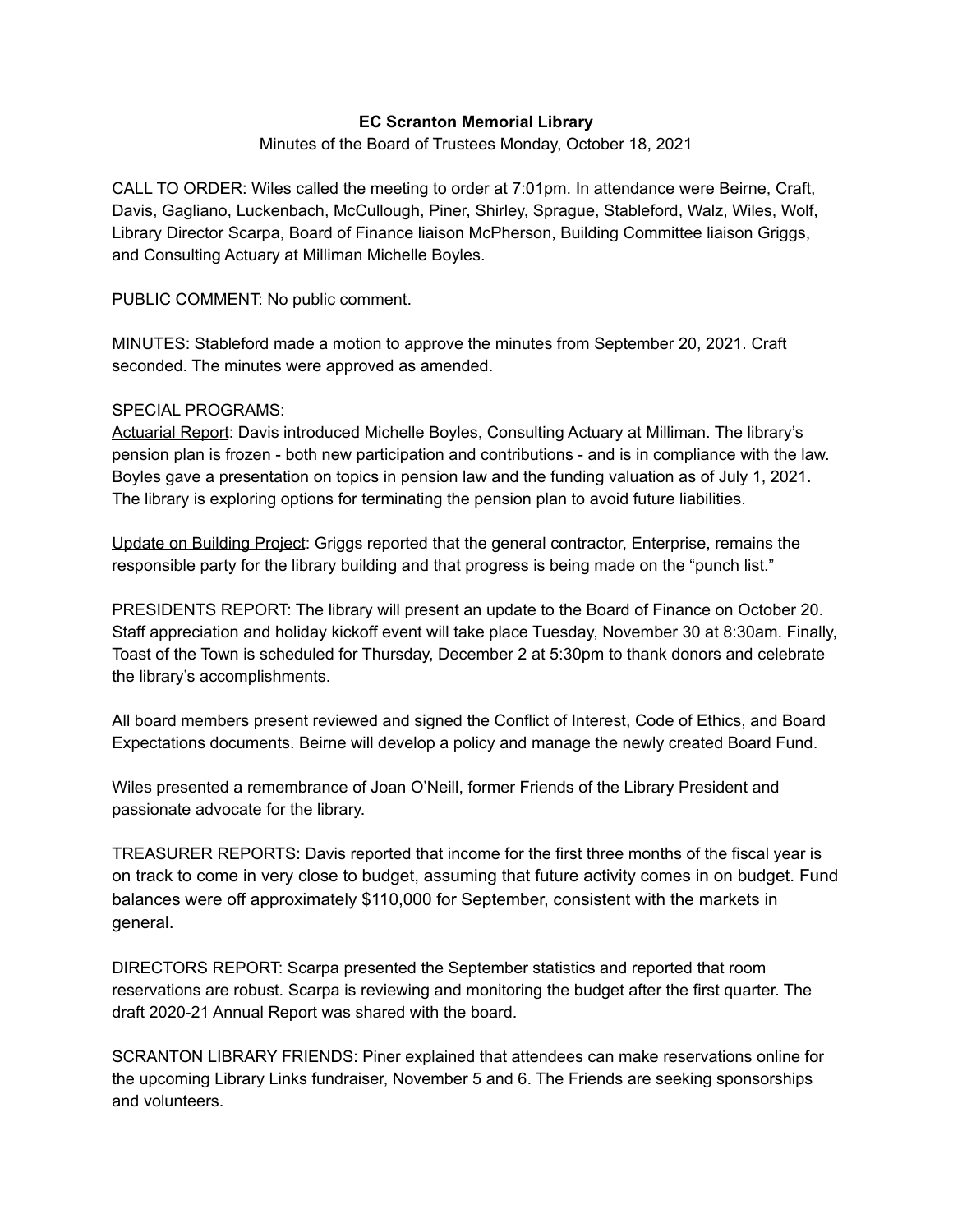**EC Scranton Memorial Library**

Minutes of the Board of Trustees Monday, October 18, 2021

CALL TO ORDER: Wiles called the meeting to order at 7:01pm. In attendance were Beirne, Craft, Davis, Gagliano, Luckenbach, McCullough, Piner, Shirley, Sprague, Stableford, Walz, Wiles, Wolf, Library Director Scarpa, Board of Finance liaison McPherson, Building Committee liaison Griggs, and Consulting Actuary at Milliman Michelle Boyles.

PUBLIC COMMENT: No public comment.

MINUTES: Stableford made a motion to approve the minutes from September 20, 2021. Craft seconded. The minutes were approved as amended.

SPECIAL PROGRAMS:

<u>Actuarial Report</u>: Davis introduced Michelle Boyles, Consulting Actuary at Milliman. The library's pension plan is frozen - both new participation and contributions - and is in compliance with the law. Boyles gave a presentation on topics in pension law and the funding valuation as of July 1, 2021. The library is exploring options for terminating the pension plan to avoid future liabilities.

<u>Update on Building Project</u>: Griggs reported that the general contractor, Enterprise, remains the responsible party for the library building and that progress is being made on the "punch list."

PRESIDENTS REPORT: The library will present an update to the Board of Finance on October 20. Staff appreciation and holiday kickoff event will take place Tuesday, November 30 at 8:30am. Finally, Toast of the Town is scheduled for Thursday, December 2 at 5:30pm to thank donors and celebrate the library's accomplishments.

All board members present reviewed and signed the Conflict of Interest, Code of Ethics, and Board Expectations documents. Beirne will develop a policy and manage the newly created Board Fund.

Wiles presented a remembrance of Joan O'Neill, former Friends of the Library President and passionate advocate for the library.

TREASURER REPORTS: Davis reported that income for the first three months of the fiscal year is on track to come in very close to budget, assuming that future activity comes in on budget. Fund balances were off approximately $110,000 for September, consistent with the markets in general.

DIRECTORS REPORT: Scarpa presented the September statistics and reported that room reservations are robust. Scarpa is reviewing and monitoring the budget after the first quarter. The draft 2020-21 Annual Report was shared with the board.

SCRANTON LIBRARY FRIENDS: Piner explained that attendees can make reservations online for the upcoming Library Links fundraiser, November 5 and 6. The Friends are seeking sponsorships and volunteers.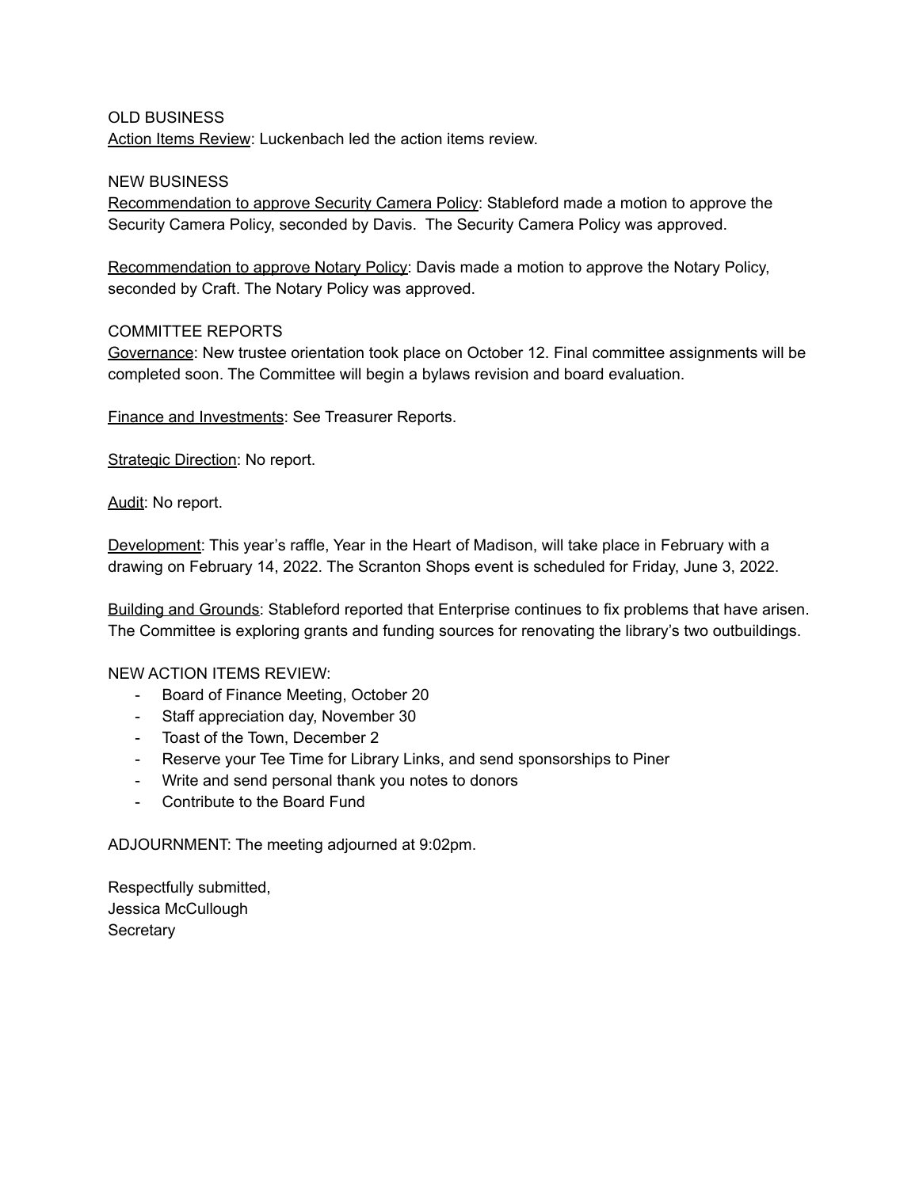OLD BUSINESS

Action Items Review: Luckenbach led the action items review.

NEW BUSINESS

Recommendation to approve Security Camera Policy: Stableford made a motion to approve the Security Camera Policy, seconded by Davis. The Security Camera Policy was approved.

Recommendation to approve Notary Policy: Davis made a motion to approve the Notary Policy, seconded by Craft. The Notary Policy was approved.

COMMITTEE REPORTS

Governance: New trustee orientation took place on October 12. Final committee assignments will be completed soon. The Committee will begin a bylaws revision and board evaluation.

Finance and Investments: See Treasurer Reports.

Strategic Direction: No report.

Audit: No report.

Development: This year's raffle, Year in the Heart of Madison, will take place in February with a drawing on February 14, 2022. The Scranton Shops event is scheduled for Friday, June 3, 2022.

Building and Grounds: Stableford reported that Enterprise continues to fix problems that have arisen. The Committee is exploring grants and funding sources for renovating the library's two outbuildings.

NEW ACTION ITEMS REVIEW:

- Board of Finance Meeting, October 20
- Staff appreciation day, November 30
- Toast of the Town, December 2
- Reserve your Tee Time for Library Links, and send sponsorships to Piner
- Write and send personal thank you notes to donors
- Contribute to the Board Fund

ADJOURNMENT: The meeting adjourned at 9:02pm.

Respectfully submitted,
Jessica McCullough
Secretary